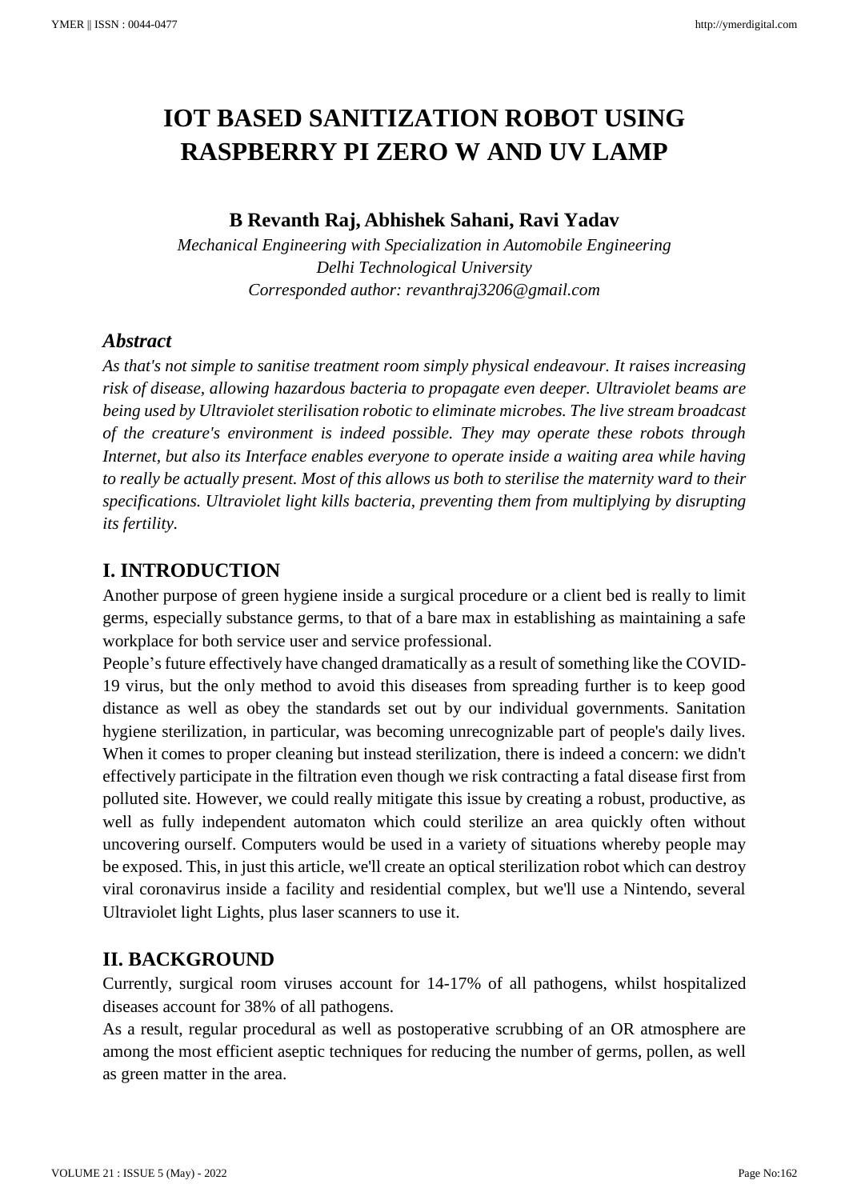# IOT BASED SANITIZATION ROBOT USING RASPBERRY PI ZERO W AND UV LAMP

**B Revanth Raj, Abhishek Sahani, Ravi Yadav**

*Mechanical Engineering with Specialization in Automobile Engineering*
*Delhi Technological University*
*Corresponded author: revanthraj3206@gmail.com*

## *Abstract*

*As that's not simple to sanitise treatment room simply physical endeavour. It raises increasing risk of disease, allowing hazardous bacteria to propagate even deeper. Ultraviolet beams are being used by Ultraviolet sterilisation robotic to eliminate microbes. The live stream broadcast of the creature's environment is indeed possible. They may operate these robots through Internet, but also its Interface enables everyone to operate inside a waiting area while having to really be actually present. Most of this allows us both to sterilise the maternity ward to their specifications. Ultraviolet light kills bacteria, preventing them from multiplying by disrupting its fertility.*

## I. INTRODUCTION

Another purpose of green hygiene inside a surgical procedure or a client bed is really to limit germs, especially substance germs, to that of a bare max in establishing as maintaining a safe workplace for both service user and service professional.

People's future effectively have changed dramatically as a result of something like the COVID-19 virus, but the only method to avoid this diseases from spreading further is to keep good distance as well as obey the standards set out by our individual governments. Sanitation hygiene sterilization, in particular, was becoming unrecognizable part of people's daily lives. When it comes to proper cleaning but instead sterilization, there is indeed a concern: we didn't effectively participate in the filtration even though we risk contracting a fatal disease first from polluted site. However, we could really mitigate this issue by creating a robust, productive, as well as fully independent automaton which could sterilize an area quickly often without uncovering ourself. Computers would be used in a variety of situations whereby people may be exposed. This, in just this article, we'll create an optical sterilization robot which can destroy viral coronavirus inside a facility and residential complex, but we'll use a Nintendo, several Ultraviolet light Lights, plus laser scanners to use it.

## II. BACKGROUND

Currently, surgical room viruses account for 14-17% of all pathogens, whilst hospitalized diseases account for 38% of all pathogens.

As a result, regular procedural as well as postoperative scrubbing of an OR atmosphere are among the most efficient aseptic techniques for reducing the number of germs, pollen, as well as green matter in the area.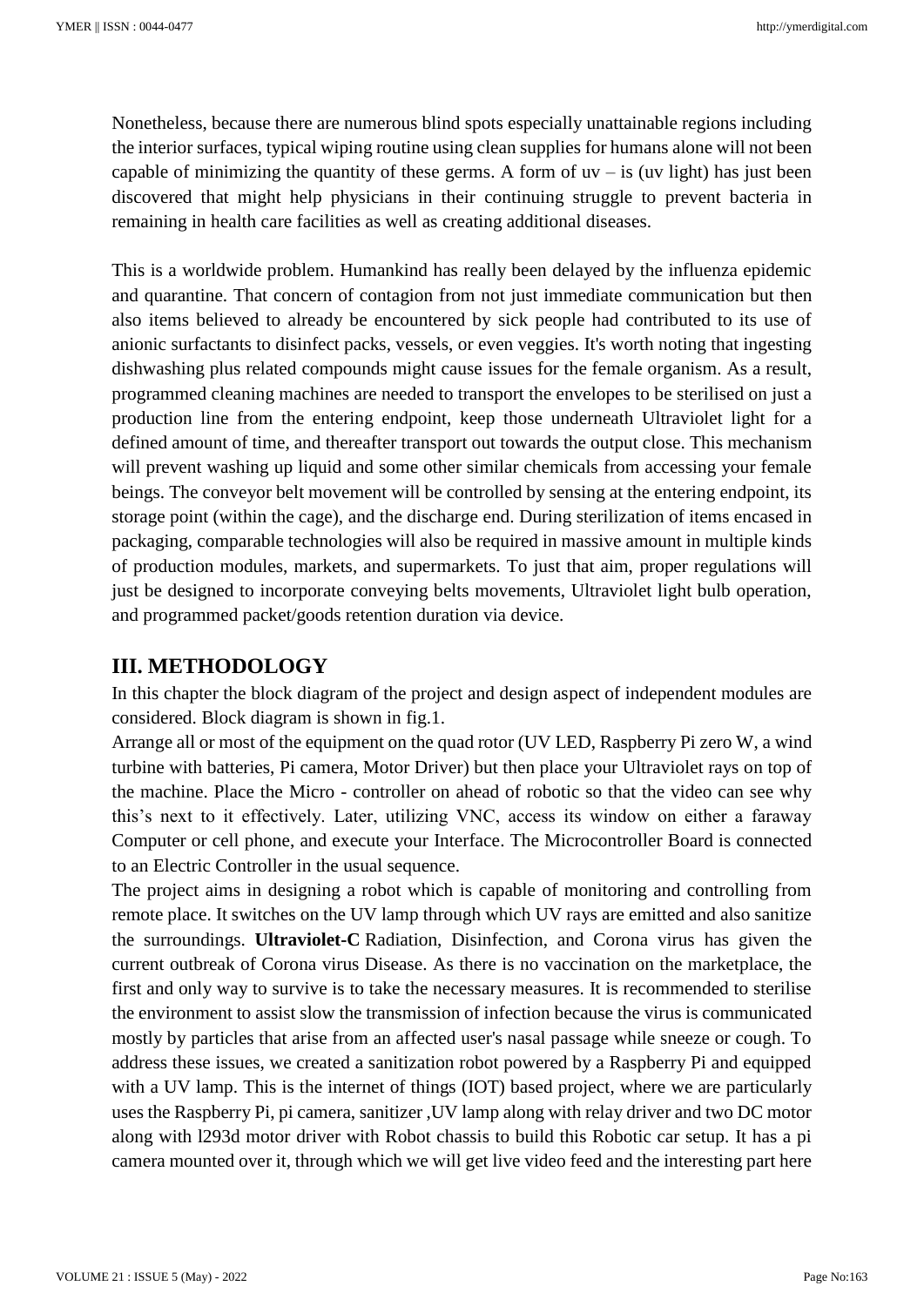Nonetheless, because there are numerous blind spots especially unattainable regions including the interior surfaces, typical wiping routine using clean supplies for humans alone will not been capable of minimizing the quantity of these germs. A form of uv – is (uv light) has just been discovered that might help physicians in their continuing struggle to prevent bacteria in remaining in health care facilities as well as creating additional diseases.

This is a worldwide problem. Humankind has really been delayed by the influenza epidemic and quarantine. That concern of contagion from not just immediate communication but then also items believed to already be encountered by sick people had contributed to its use of anionic surfactants to disinfect packs, vessels, or even veggies. It's worth noting that ingesting dishwashing plus related compounds might cause issues for the female organism. As a result, programmed cleaning machines are needed to transport the envelopes to be sterilised on just a production line from the entering endpoint, keep those underneath Ultraviolet light for a defined amount of time, and thereafter transport out towards the output close. This mechanism will prevent washing up liquid and some other similar chemicals from accessing your female beings. The conveyor belt movement will be controlled by sensing at the entering endpoint, its storage point (within the cage), and the discharge end. During sterilization of items encased in packaging, comparable technologies will also be required in massive amount in multiple kinds of production modules, markets, and supermarkets. To just that aim, proper regulations will just be designed to incorporate conveying belts movements, Ultraviolet light bulb operation, and programmed packet/goods retention duration via device.

## III. METHODOLOGY

In this chapter the block diagram of the project and design aspect of independent modules are considered. Block diagram is shown in fig.1.

Arrange all or most of the equipment on the quad rotor (UV LED, Raspberry Pi zero W, a wind turbine with batteries, Pi camera, Motor Driver) but then place your Ultraviolet rays on top of the machine. Place the Micro - controller on ahead of robotic so that the video can see why this's next to it effectively. Later, utilizing VNC, access its window on either a faraway Computer or cell phone, and execute your Interface. The Microcontroller Board is connected to an Electric Controller in the usual sequence.

The project aims in designing a robot which is capable of monitoring and controlling from remote place. It switches on the UV lamp through which UV rays are emitted and also sanitize the surroundings. **Ultraviolet-C** Radiation, Disinfection, and Corona virus has given the current outbreak of Corona virus Disease. As there is no vaccination on the marketplace, the first and only way to survive is to take the necessary measures. It is recommended to sterilise the environment to assist slow the transmission of infection because the virus is communicated mostly by particles that arise from an affected user's nasal passage while sneeze or cough. To address these issues, we created a sanitization robot powered by a Raspberry Pi and equipped with a UV lamp. This is the internet of things (IOT) based project, where we are particularly uses the Raspberry Pi, pi camera, sanitizer ,UV lamp along with relay driver and two DC motor along with l293d motor driver with Robot chassis to build this Robotic car setup. It has a pi camera mounted over it, through which we will get live video feed and the interesting part here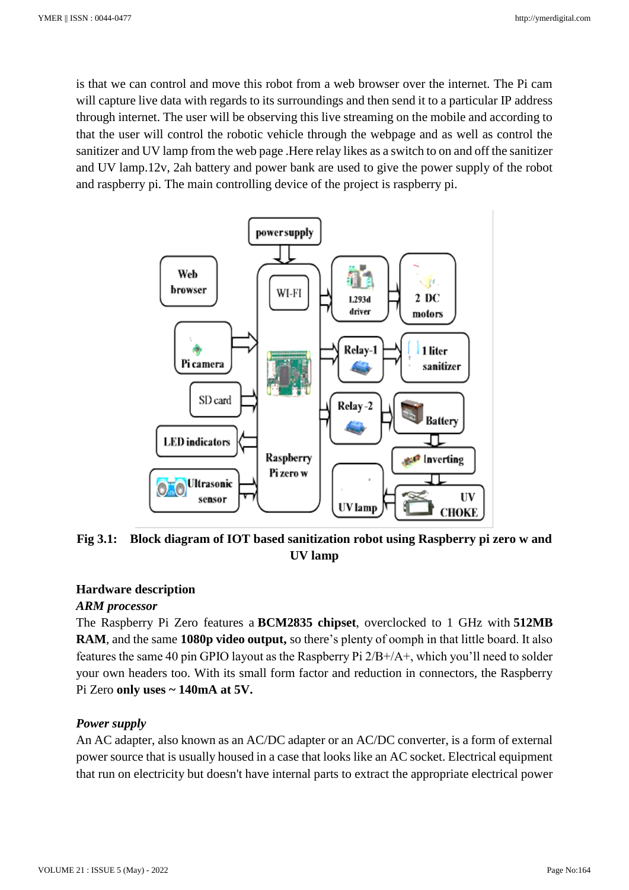is that we can control and move this robot from a web browser over the internet. The Pi cam will capture live data with regards to its surroundings and then send it to a particular IP address through internet. The user will be observing this live streaming on the mobile and according to that the user will control the robotic vehicle through the webpage and as well as control the sanitizer and UV lamp from the web page .Here relay likes as a switch to on and off the sanitizer and UV lamp.12v, 2ah battery and power bank are used to give the power supply of the robot and raspberry pi. The main controlling device of the project is raspberry pi.

**Fig 3.1: Block diagram of IOT based sanitization robot using Raspberry pi zero w and UV lamp**

### Hardware description

#### *ARM processor*

The Raspberry Pi Zero features a **BCM2835 chipset**, overclocked to 1 GHz with **512MB RAM**, and the same **1080p video output,** so there's plenty of oomph in that little board. It also features the same 40 pin GPIO layout as the Raspberry Pi 2/B+/A+, which you'll need to solder your own headers too. With its small form factor and reduction in connectors, the Raspberry Pi Zero **only uses ~ 140mA at 5V.**

#### *Power supply*

An AC adapter, also known as an AC/DC adapter or an AC/DC converter, is a form of external power source that is usually housed in a case that looks like an AC socket. Electrical equipment that run on electricity but doesn't have internal parts to extract the appropriate electrical power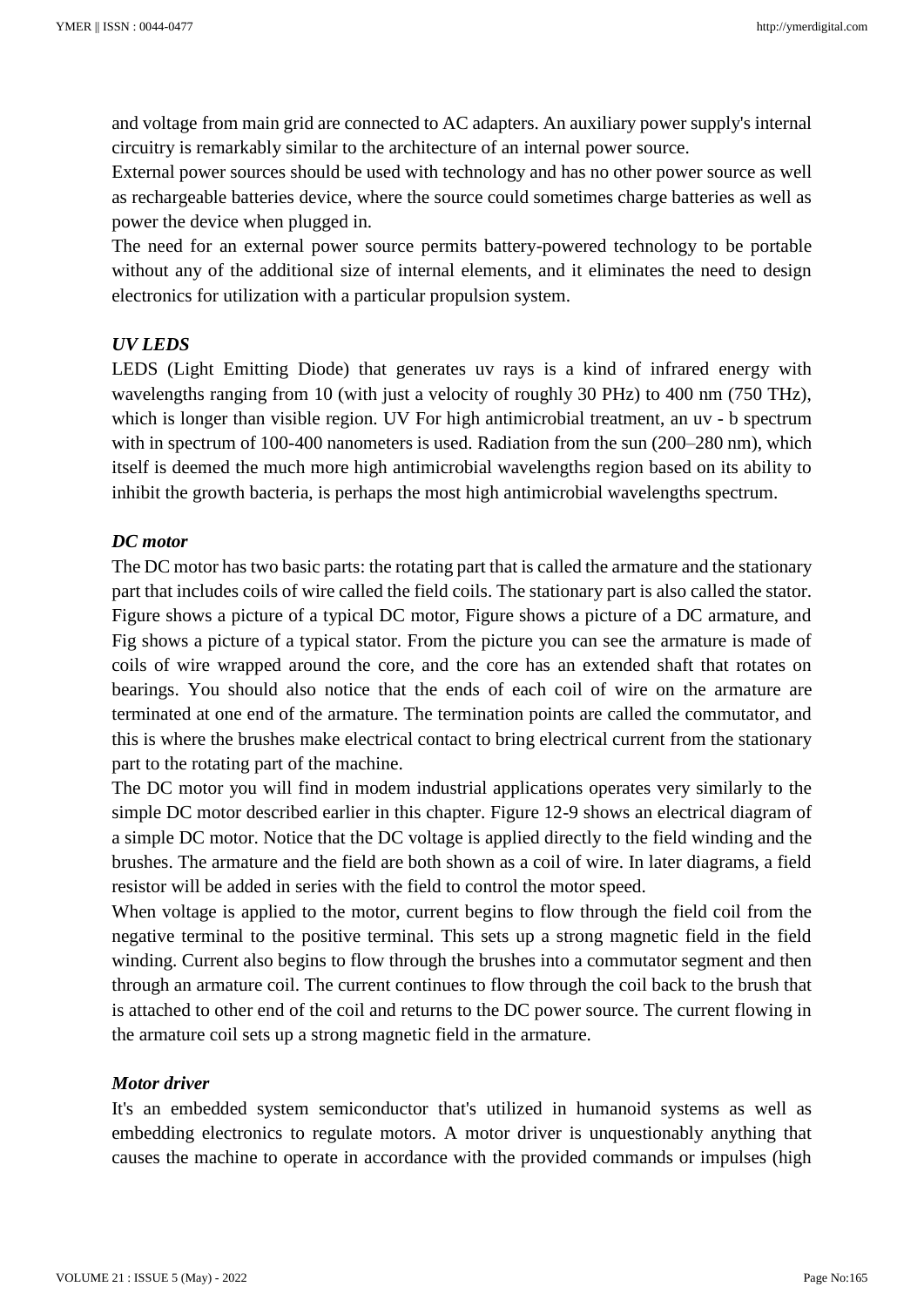and voltage from main grid are connected to AC adapters. An auxiliary power supply's internal circuitry is remarkably similar to the architecture of an internal power source.

External power sources should be used with technology and has no other power source as well as rechargeable batteries device, where the source could sometimes charge batteries as well as power the device when plugged in.

The need for an external power source permits battery-powered technology to be portable without any of the additional size of internal elements, and it eliminates the need to design electronics for utilization with a particular propulsion system.

### *UV LEDS*

LEDS (Light Emitting Diode) that generates uv rays is a kind of infrared energy with wavelengths ranging from 10 (with just a velocity of roughly 30 PHz) to 400 nm (750 THz), which is longer than visible region. UV For high antimicrobial treatment, an uv - b spectrum with in spectrum of 100-400 nanometers is used. Radiation from the sun (200–280 nm), which itself is deemed the much more high antimicrobial wavelengths region based on its ability to inhibit the growth bacteria, is perhaps the most high antimicrobial wavelengths spectrum.

### *DC motor*

The DC motor has two basic parts: the rotating part that is called the armature and the stationary part that includes coils of wire called the field coils. The stationary part is also called the stator. Figure shows a picture of a typical DC motor, Figure shows a picture of a DC armature, and Fig shows a picture of a typical stator. From the picture you can see the armature is made of coils of wire wrapped around the core, and the core has an extended shaft that rotates on bearings. You should also notice that the ends of each coil of wire on the armature are terminated at one end of the armature. The termination points are called the commutator, and this is where the brushes make electrical contact to bring electrical current from the stationary part to the rotating part of the machine.

The DC motor you will find in modem industrial applications operates very similarly to the simple DC motor described earlier in this chapter. Figure 12-9 shows an electrical diagram of a simple DC motor. Notice that the DC voltage is applied directly to the field winding and the brushes. The armature and the field are both shown as a coil of wire. In later diagrams, a field resistor will be added in series with the field to control the motor speed.

When voltage is applied to the motor, current begins to flow through the field coil from the negative terminal to the positive terminal. This sets up a strong magnetic field in the field winding. Current also begins to flow through the brushes into a commutator segment and then through an armature coil. The current continues to flow through the coil back to the brush that is attached to other end of the coil and returns to the DC power source. The current flowing in the armature coil sets up a strong magnetic field in the armature.

### *Motor driver*

It's an embedded system semiconductor that's utilized in humanoid systems as well as embedding electronics to regulate motors. A motor driver is unquestionably anything that causes the machine to operate in accordance with the provided commands or impulses (high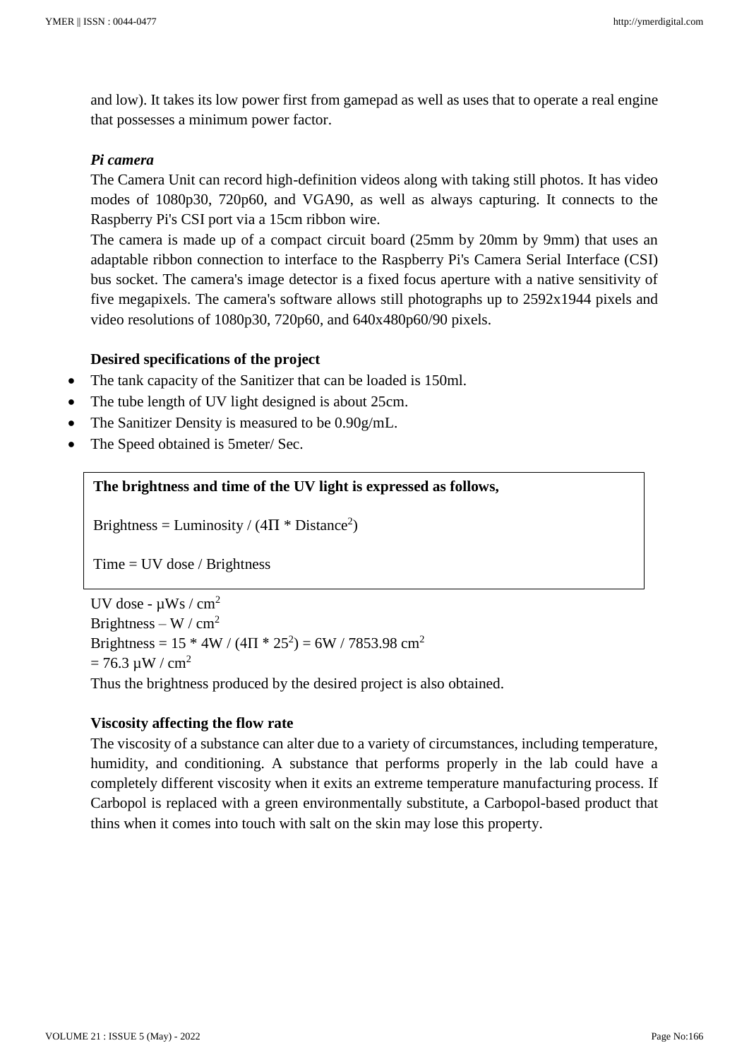and low). It takes its low power first from gamepad as well as uses that to operate a real engine that possesses a minimum power factor.

### *Pi camera*

The Camera Unit can record high-definition videos along with taking still photos. It has video modes of 1080p30, 720p60, and VGA90, as well as always capturing. It connects to the Raspberry Pi's CSI port via a 15cm ribbon wire.

The camera is made up of a compact circuit board (25mm by 20mm by 9mm) that uses an adaptable ribbon connection to interface to the Raspberry Pi's Camera Serial Interface (CSI) bus socket. The camera's image detector is a fixed focus aperture with a native sensitivity of five megapixels. The camera's software allows still photographs up to 2592x1944 pixels and video resolutions of 1080p30, 720p60, and 640x480p60/90 pixels.

### Desired specifications of the project

- The tank capacity of the Sanitizer that can be loaded is 150ml.
- The tube length of UV light designed is about 25cm.
- The Sanitizer Density is measured to be 0.90g/mL.
- The Speed obtained is 5meter/ Sec.

**The brightness and time of the UV light is expressed as follows,**

$$\text{Brightness} = \text{Luminosity} / (4\Pi * \text{Distance}^2)$$

$$\text{Time} = \text{UV dose} / \text{Brightness}$$

UV dose - $\mu Ws / cm^2$

Brightness – $W / cm^2$

Brightness = $15 * 4W / (4\Pi * 25^2) = 6W / 7853.98\ cm^2$

$= 76.3\ \mu W / cm^2$

Thus the brightness produced by the desired project is also obtained.

### Viscosity affecting the flow rate

The viscosity of a substance can alter due to a variety of circumstances, including temperature, humidity, and conditioning. A substance that performs properly in the lab could have a completely different viscosity when it exits an extreme temperature manufacturing process. If Carbopol is replaced with a green environmentally substitute, a Carbopol-based product that thins when it comes into touch with salt on the skin may lose this property.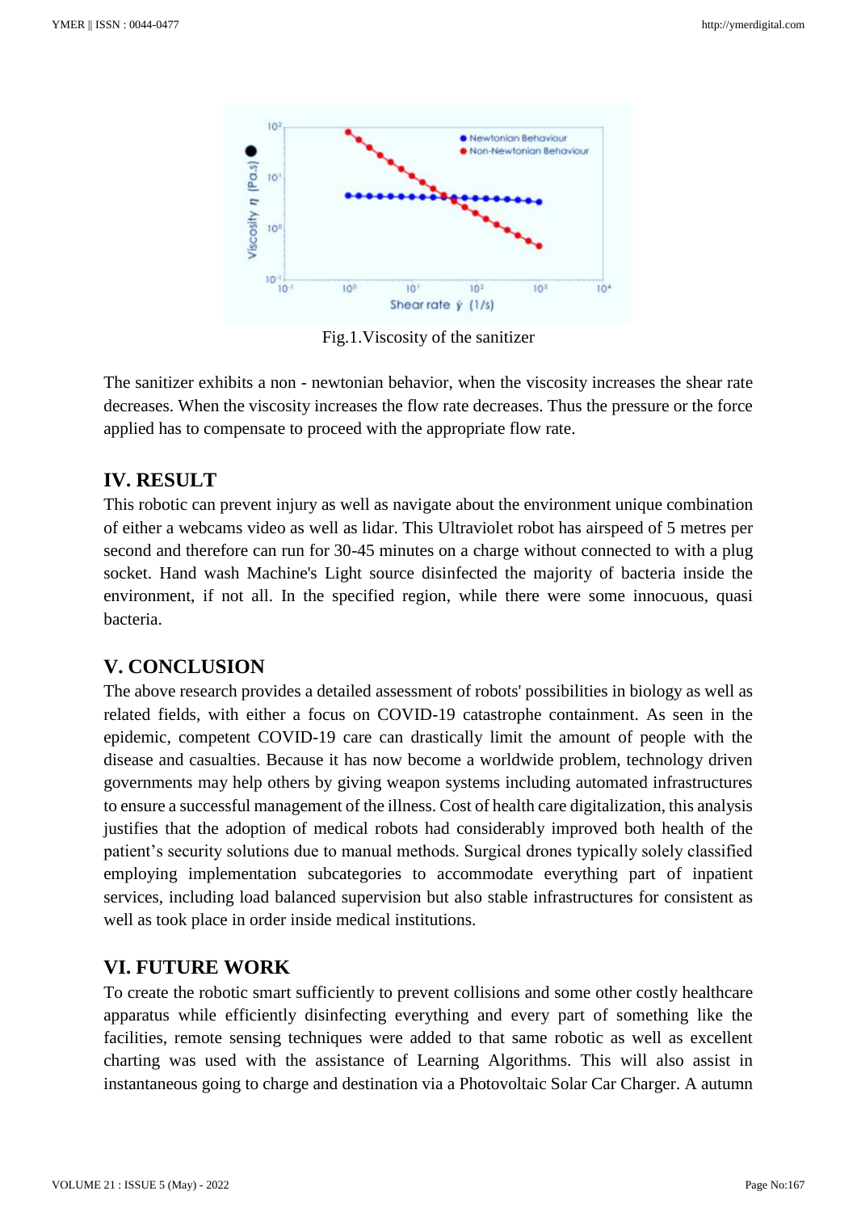Fig.1.Viscosity of the sanitizer

The sanitizer exhibits a non - newtonian behavior, when the viscosity increases the shear rate decreases. When the viscosity increases the flow rate decreases. Thus the pressure or the force applied has to compensate to proceed with the appropriate flow rate.

## IV. RESULT

This robotic can prevent injury as well as navigate about the environment unique combination of either a webcams video as well as lidar. This Ultraviolet robot has airspeed of 5 metres per second and therefore can run for 30-45 minutes on a charge without connected to with a plug socket. Hand wash Machine's Light source disinfected the majority of bacteria inside the environment, if not all. In the specified region, while there were some innocuous, quasi bacteria.

## V. CONCLUSION

The above research provides a detailed assessment of robots' possibilities in biology as well as related fields, with either a focus on COVID-19 catastrophe containment. As seen in the epidemic, competent COVID-19 care can drastically limit the amount of people with the disease and casualties. Because it has now become a worldwide problem, technology driven governments may help others by giving weapon systems including automated infrastructures to ensure a successful management of the illness. Cost of health care digitalization, this analysis justifies that the adoption of medical robots had considerably improved both health of the patient's security solutions due to manual methods. Surgical drones typically solely classified employing implementation subcategories to accommodate everything part of inpatient services, including load balanced supervision but also stable infrastructures for consistent as well as took place in order inside medical institutions.

## VI. FUTURE WORK

To create the robotic smart sufficiently to prevent collisions and some other costly healthcare apparatus while efficiently disinfecting everything and every part of something like the facilities, remote sensing techniques were added to that same robotic as well as excellent charting was used with the assistance of Learning Algorithms. This will also assist in instantaneous going to charge and destination via a Photovoltaic Solar Car Charger. A autumn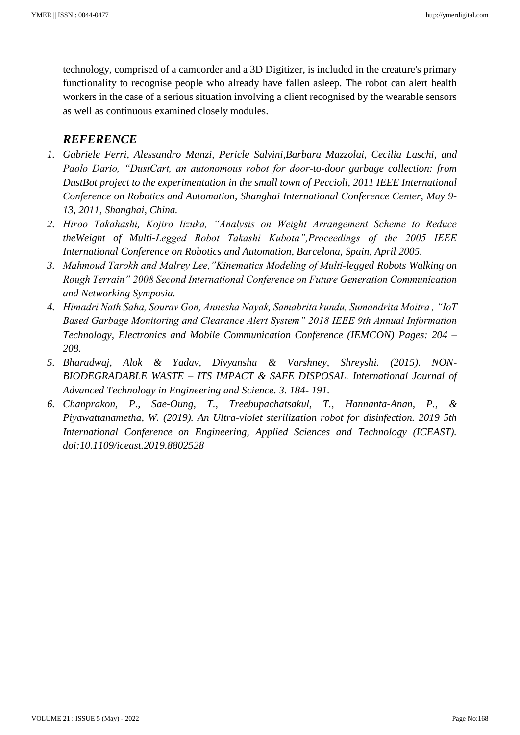technology, comprised of a camcorder and a 3D Digitizer, is included in the creature's primary functionality to recognise people who already have fallen asleep. The robot can alert health workers in the case of a serious situation involving a client recognised by the wearable sensors as well as continuous examined closely modules.

## *REFERENCE*

1. *Gabriele Ferri, Alessandro Manzi, Pericle Salvini,Barbara Mazzolai, Cecilia Laschi, and Paolo Dario, "DustCart, an autonomous robot for door-to-door garbage collection: from DustBot project to the experimentation in the small town of Peccioli, 2011 IEEE International Conference on Robotics and Automation, Shanghai International Conference Center, May 9-13, 2011, Shanghai, China.*
2. *Hiroo Takahashi, Kojiro Iizuka, "Analysis on Weight Arrangement Scheme to Reduce theWeight of Multi-Legged Robot Takashi Kubota",Proceedings of the 2005 IEEE International Conference on Robotics and Automation, Barcelona, Spain, April 2005.*
3. *Mahmoud Tarokh and Malrey Lee,"Kinematics Modeling of Multi-legged Robots Walking on Rough Terrain" 2008 Second International Conference on Future Generation Communication and Networking Symposia.*
4. *Himadri Nath Saha, Sourav Gon, Annesha Nayak, Samabrita kundu, Sumandrita Moitra , "IoT Based Garbage Monitoring and Clearance Alert System" 2018 IEEE 9th Annual Information Technology, Electronics and Mobile Communication Conference (IEMCON) Pages: 204 – 208.*
5. *Bharadwaj, Alok & Yadav, Divyanshu & Varshney, Shreyshi. (2015). NON-BIODEGRADABLE WASTE – ITS IMPACT & SAFE DISPOSAL. International Journal of Advanced Technology in Engineering and Science. 3. 184- 191.*
6. *Chanprakon, P., Sae-Oung, T., Treebupachatsakul, T., Hannanta-Anan, P., & Piyawattanametha, W. (2019). An Ultra-violet sterilization robot for disinfection. 2019 5th International Conference on Engineering, Applied Sciences and Technology (ICEAST). doi:10.1109/iceast.2019.8802528*